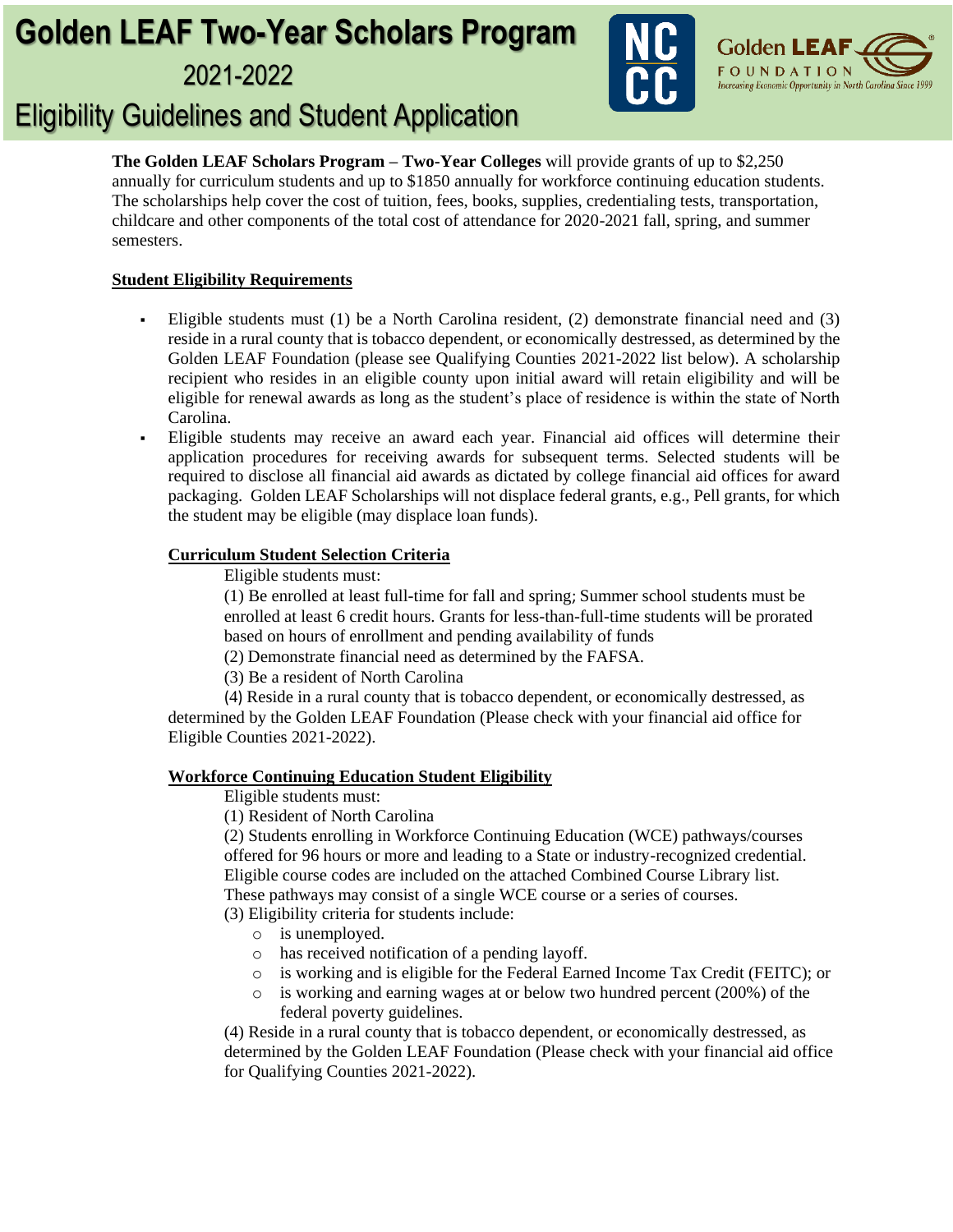# Golden LEAF Two-Year Scholars Program

## 2021-2022

## Eligibility Guidelines and Student Application

**The Golden LEAF Scholars Program – Two-Year Colleges** will provide grants of up to $2,250 annually for curriculum students and up to $1850 annually for workforce continuing education students. The scholarships help cover the cost of tuition, fees, books, supplies, credentialing tests, transportation, childcare and other components of the total cost of attendance for 2020-2021 fall, spring, and summer semesters.

### Student Eligibility Requirements

- Eligible students must (1) be a North Carolina resident, (2) demonstrate financial need and (3) reside in a rural county that is tobacco dependent, or economically destressed, as determined by the Golden LEAF Foundation (please see Qualifying Counties 2021-2022 list below). A scholarship recipient who resides in an eligible county upon initial award will retain eligibility and will be eligible for renewal awards as long as the student's place of residence is within the state of North Carolina.
- Eligible students may receive an award each year. Financial aid offices will determine their application procedures for receiving awards for subsequent terms. Selected students will be required to disclose all financial aid awards as dictated by college financial aid offices for award packaging. Golden LEAF Scholarships will not displace federal grants, e.g., Pell grants, for which the student may be eligible (may displace loan funds).

#### Curriculum Student Selection Criteria

Eligible students must:

(1) Be enrolled at least full-time for fall and spring; Summer school students must be enrolled at least 6 credit hours. Grants for less-than-full-time students will be prorated based on hours of enrollment and pending availability of funds

(2) Demonstrate financial need as determined by the FAFSA.

(3) Be a resident of North Carolina

(4) Reside in a rural county that is tobacco dependent, or economically destressed, as determined by the Golden LEAF Foundation (Please check with your financial aid office for Eligible Counties 2021-2022).

#### Workforce Continuing Education Student Eligibility

Eligible students must:

(1) Resident of North Carolina

(2) Students enrolling in Workforce Continuing Education (WCE) pathways/courses offered for 96 hours or more and leading to a State or industry-recognized credential. Eligible course codes are included on the attached Combined Course Library list. These pathways may consist of a single WCE course or a series of courses.

(3) Eligibility criteria for students include:

- is unemployed.
- has received notification of a pending layoff.
- is working and is eligible for the Federal Earned Income Tax Credit (FEITC); or
- is working and earning wages at or below two hundred percent (200%) of the federal poverty guidelines.

(4) Reside in a rural county that is tobacco dependent, or economically destressed, as determined by the Golden LEAF Foundation (Please check with your financial aid office for Qualifying Counties 2021-2022).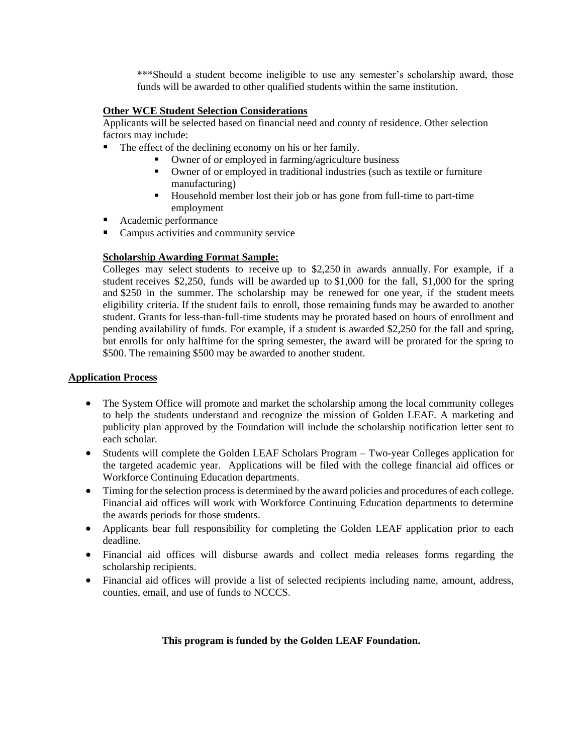***Should a student become ineligible to use any semester's scholarship award, those funds will be awarded to other qualified students within the same institution.

**Other WCE Student Selection Considerations**

Applicants will be selected based on financial need and county of residence. Other selection factors may include:

- The effect of the declining economy on his or her family.
  - Owner of or employed in farming/agriculture business
  - Owner of or employed in traditional industries (such as textile or furniture manufacturing)
  - Household member lost their job or has gone from full-time to part-time employment
- Academic performance
- Campus activities and community service

**Scholarship Awarding Format Sample:**

Colleges may select students to receive up to $2,250 in awards annually. For example, if a student receives $2,250, funds will be awarded up to $1,000 for the fall, $1,000 for the spring and $250 in the summer. The scholarship may be renewed for one year, if the student meets eligibility criteria. If the student fails to enroll, those remaining funds may be awarded to another student. Grants for less-than-full-time students may be prorated based on hours of enrollment and pending availability of funds. For example, if a student is awarded $2,250 for the fall and spring, but enrolls for only halftime for the spring semester, the award will be prorated for the spring to $500. The remaining $500 may be awarded to another student.

**Application Process**

- The System Office will promote and market the scholarship among the local community colleges to help the students understand and recognize the mission of Golden LEAF. A marketing and publicity plan approved by the Foundation will include the scholarship notification letter sent to each scholar.
- Students will complete the Golden LEAF Scholars Program – Two-year Colleges application for the targeted academic year. Applications will be filed with the college financial aid offices or Workforce Continuing Education departments.
- Timing for the selection process is determined by the award policies and procedures of each college. Financial aid offices will work with Workforce Continuing Education departments to determine the awards periods for those students.
- Applicants bear full responsibility for completing the Golden LEAF application prior to each deadline.
- Financial aid offices will disburse awards and collect media releases forms regarding the scholarship recipients.
- Financial aid offices will provide a list of selected recipients including name, amount, address, counties, email, and use of funds to NCCCS.

**This program is funded by the Golden LEAF Foundation.**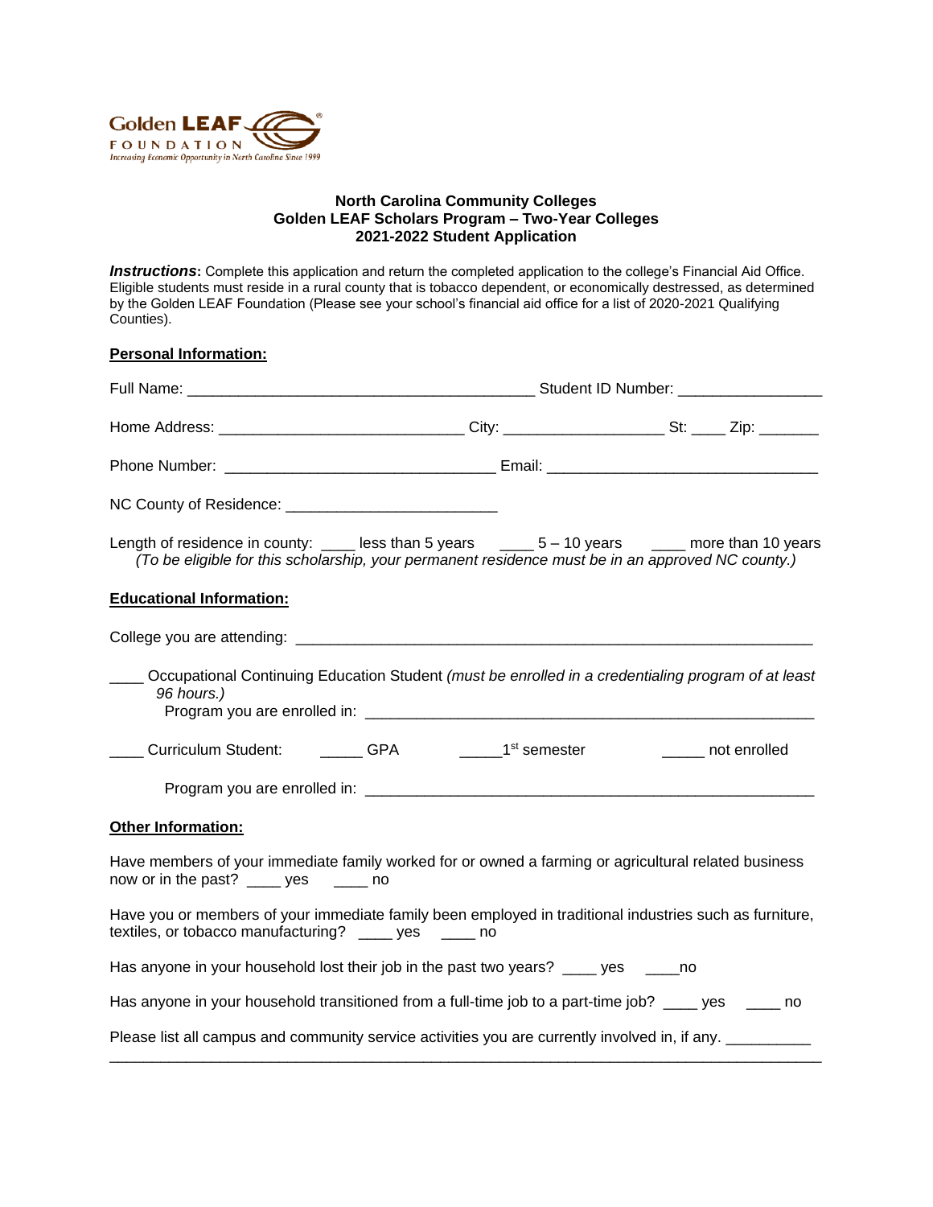Golden LEAF FOUNDATION
Increasing Economic Opportunity in North Carolina Since 1999

**North Carolina Community Colleges**
**Golden LEAF Scholars Program – Two-Year Colleges**
**2021-2022 Student Application**

***Instructions*:** Complete this application and return the completed application to the college's Financial Aid Office. Eligible students must reside in a rural county that is tobacco dependent, or economically destressed, as determined by the Golden LEAF Foundation (Please see your school's financial aid office for a list of 2020-2021 Qualifying Counties).

**Personal Information:**

Full Name: ________________________________________ Student ID Number: ________________

Home Address: ____________________________ City: __________________ St: ____ Zip: _______

Phone Number: ______________________________ Email: ______________________________

NC County of Residence: ________________________

Length of residence in county: ____ less than 5 years ____ 5 – 10 years ____ more than 10 years
*(To be eligible for this scholarship, your permanent residence must be in an approved NC county.)*

**Educational Information:**

College you are attending: ______________________________________________________________

____ Occupational Continuing Education Student *(must be enrolled in a credentialing program of at least 96 hours.)*
Program you are enrolled in: ____________________________________________________

____ Curriculum Student: _____ GPA _____1st semester _____ not enrolled

Program you are enrolled in: ____________________________________________________

**Other Information:**

Have members of your immediate family worked for or owned a farming or agricultural related business now or in the past? ____ yes ____ no

Have you or members of your immediate family been employed in traditional industries such as furniture, textiles, or tobacco manufacturing? ____ yes ____ no

Has anyone in your household lost their job in the past two years? ____ yes ____no

Has anyone in your household transitioned from a full-time job to a part-time job? ____ yes ____ no

Please list all campus and community service activities you are currently involved in, if any. __________
________________________________________________________________________________